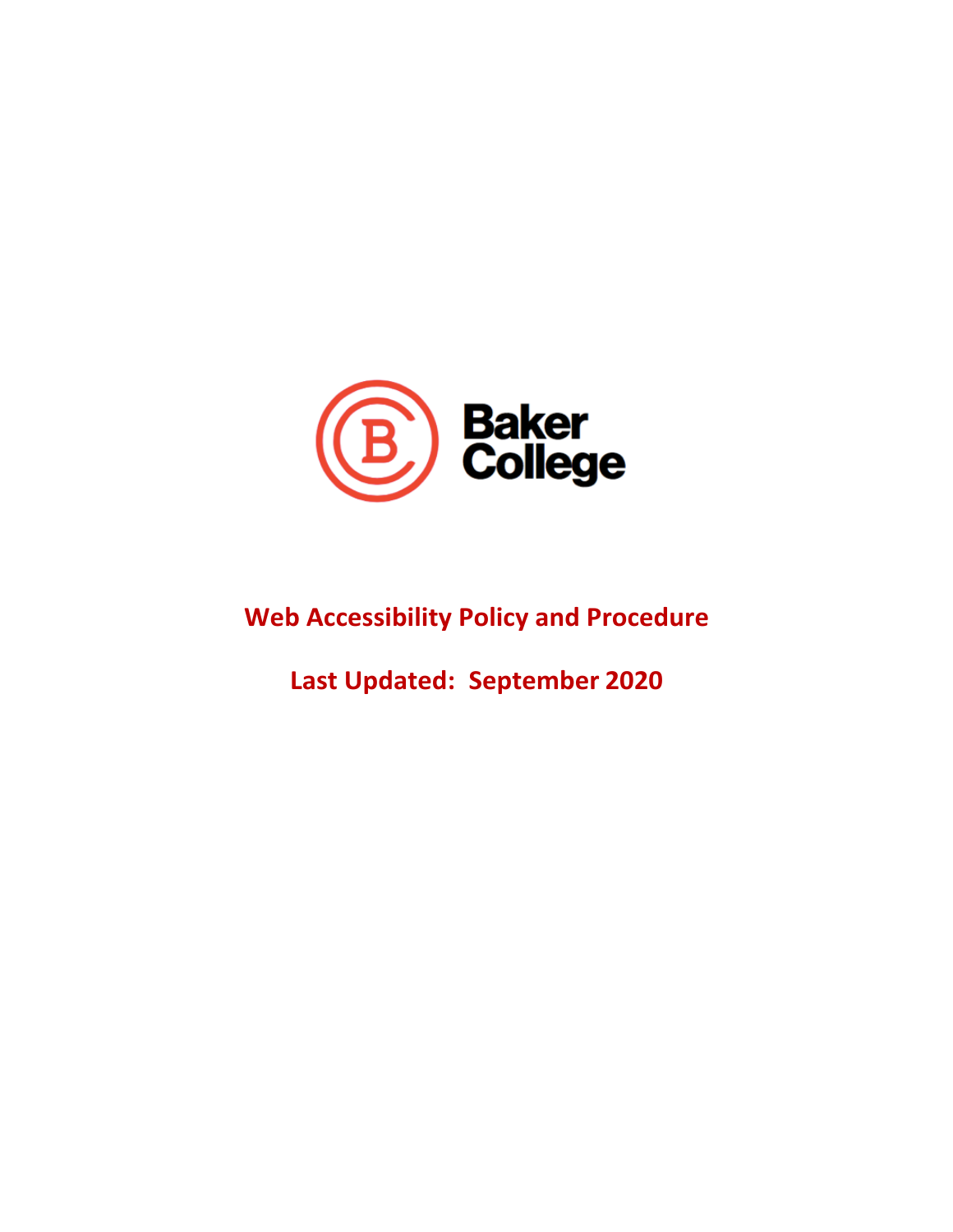Baker College

# Web Accessibility Policy and Procedure

## Last Updated: September 2020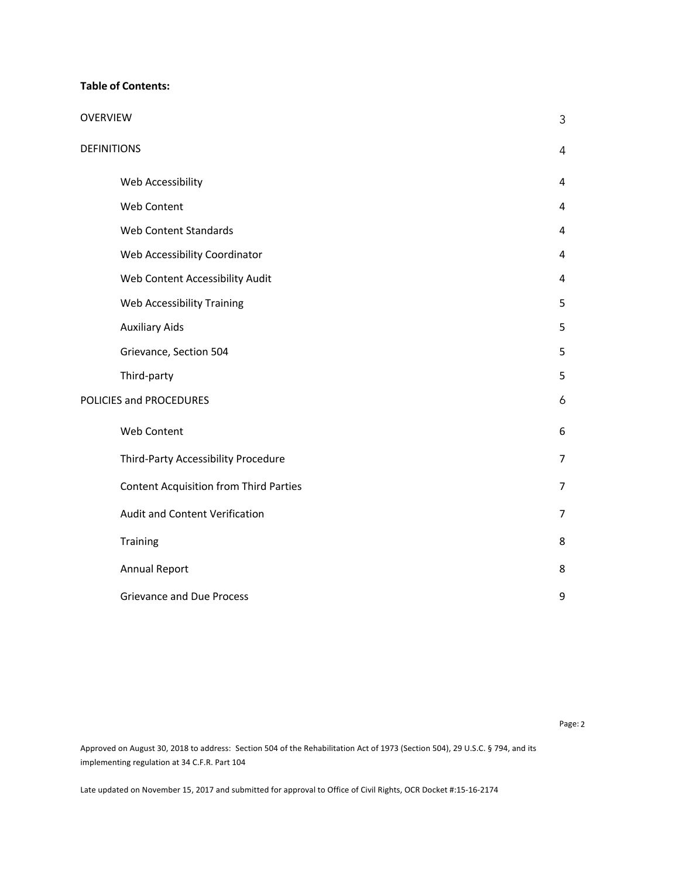**Table of Contents:**

| | |
|---|---|
| OVERVIEW | 3 |
| DEFINITIONS | 4 |
| Web Accessibility | 4 |
| Web Content | 4 |
| Web Content Standards | 4 |
| Web Accessibility Coordinator | 4 |
| Web Content Accessibility Audit | 4 |
| Web Accessibility Training | 5 |
| Auxiliary Aids | 5 |
| Grievance, Section 504 | 5 |
| Third-party | 5 |
| POLICIES and PROCEDURES | 6 |
| Web Content | 6 |
| Third-Party Accessibility Procedure | 7 |
| Content Acquisition from Third Parties | 7 |
| Audit and Content Verification | 7 |
| Training | 8 |
| Annual Report | 8 |
| Grievance and Due Process | 9 |

Approved on August 30, 2018 to address: Section 504 of the Rehabilitation Act of 1973 (Section 504), 29 U.S.C. § 794, and its implementing regulation at 34 C.F.R. Part 104

Late updated on November 15, 2017 and submitted for approval to Office of Civil Rights, OCR Docket #:15-16-2174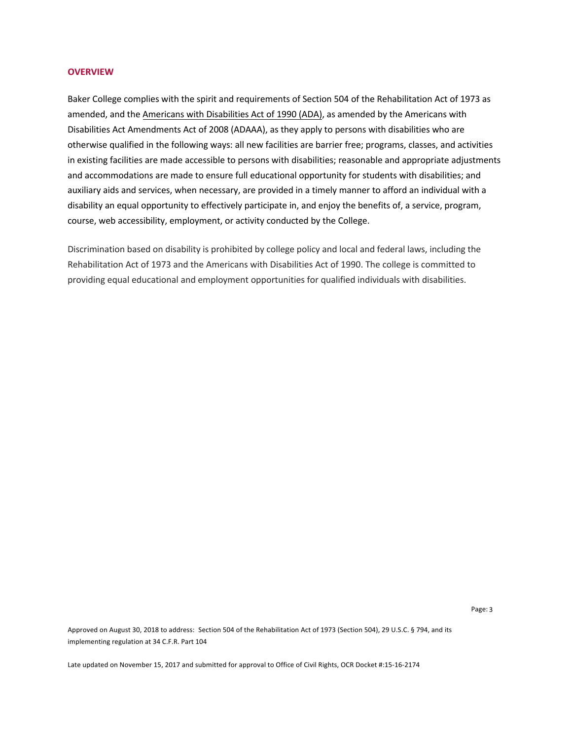## OVERVIEW

Baker College complies with the spirit and requirements of Section 504 of the Rehabilitation Act of 1973 as amended, and the Americans with Disabilities Act of 1990 (ADA), as amended by the Americans with Disabilities Act Amendments Act of 2008 (ADAAA), as they apply to persons with disabilities who are otherwise qualified in the following ways: all new facilities are barrier free; programs, classes, and activities in existing facilities are made accessible to persons with disabilities; reasonable and appropriate adjustments and accommodations are made to ensure full educational opportunity for students with disabilities; and auxiliary aids and services, when necessary, are provided in a timely manner to afford an individual with a disability an equal opportunity to effectively participate in, and enjoy the benefits of, a service, program, course, web accessibility, employment, or activity conducted by the College.

Discrimination based on disability is prohibited by college policy and local and federal laws, including the Rehabilitation Act of 1973 and the Americans with Disabilities Act of 1990. The college is committed to providing equal educational and employment opportunities for qualified individuals with disabilities.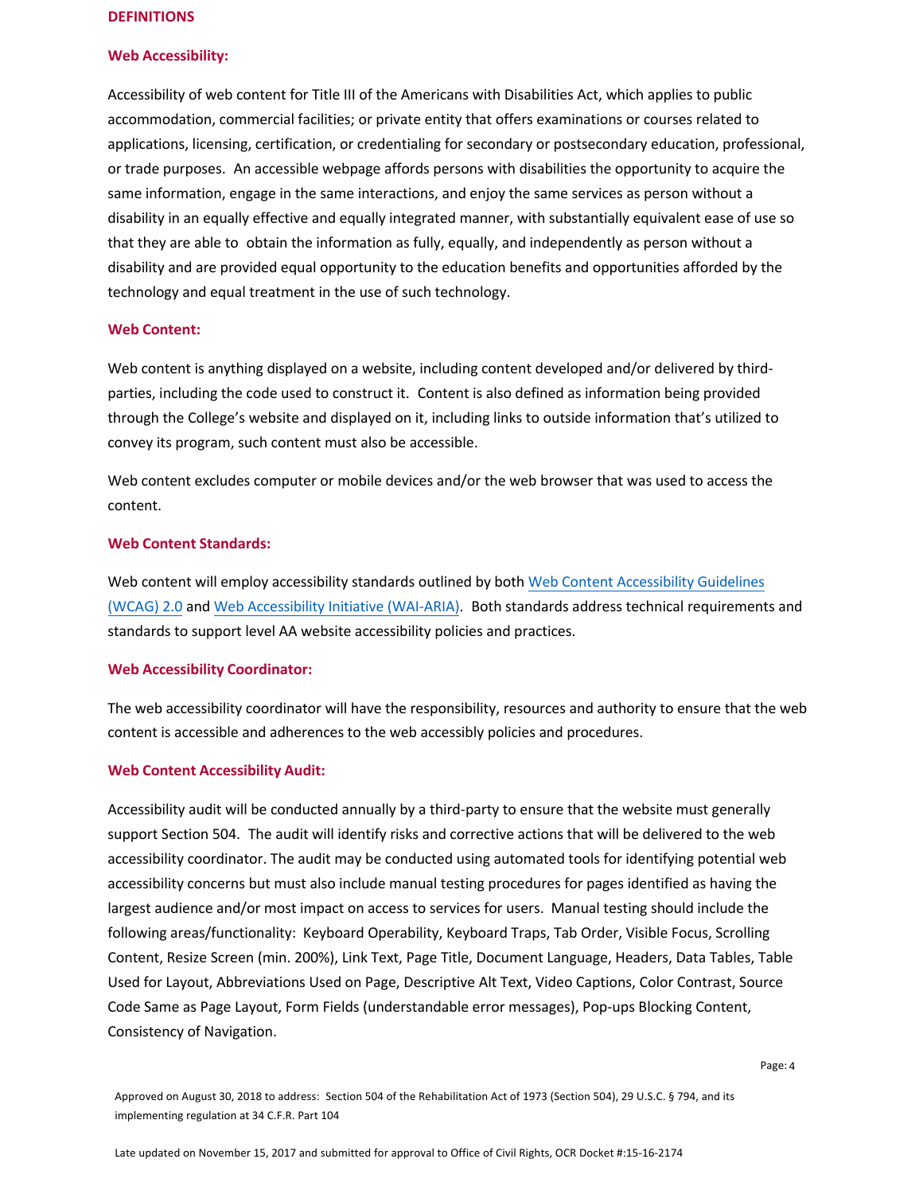## DEFINITIONS

### Web Accessibility:

Accessibility of web content for Title III of the Americans with Disabilities Act, which applies to public accommodation, commercial facilities; or private entity that offers examinations or courses related to applications, licensing, certification, or credentialing for secondary or postsecondary education, professional, or trade purposes. An accessible webpage affords persons with disabilities the opportunity to acquire the same information, engage in the same interactions, and enjoy the same services as person without a disability in an equally effective and equally integrated manner, with substantially equivalent ease of use so that they are able to obtain the information as fully, equally, and independently as person without a disability and are provided equal opportunity to the education benefits and opportunities afforded by the technology and equal treatment in the use of such technology.

### Web Content:

Web content is anything displayed on a website, including content developed and/or delivered by third-parties, including the code used to construct it. Content is also defined as information being provided through the College's website and displayed on it, including links to outside information that's utilized to convey its program, such content must also be accessible.

Web content excludes computer or mobile devices and/or the web browser that was used to access the content.

### Web Content Standards:

Web content will employ accessibility standards outlined by both Web Content Accessibility Guidelines (WCAG) 2.0 and Web Accessibility Initiative (WAI-ARIA). Both standards address technical requirements and standards to support level AA website accessibility policies and practices.

### Web Accessibility Coordinator:

The web accessibility coordinator will have the responsibility, resources and authority to ensure that the web content is accessible and adherences to the web accessibly policies and procedures.

### Web Content Accessibility Audit:

Accessibility audit will be conducted annually by a third-party to ensure that the website must generally support Section 504. The audit will identify risks and corrective actions that will be delivered to the web accessibility coordinator. The audit may be conducted using automated tools for identifying potential web accessibility concerns but must also include manual testing procedures for pages identified as having the largest audience and/or most impact on access to services for users. Manual testing should include the following areas/functionality: Keyboard Operability, Keyboard Traps, Tab Order, Visible Focus, Scrolling Content, Resize Screen (min. 200%), Link Text, Page Title, Document Language, Headers, Data Tables, Table Used for Layout, Abbreviations Used on Page, Descriptive Alt Text, Video Captions, Color Contrast, Source Code Same as Page Layout, Form Fields (understandable error messages), Pop-ups Blocking Content, Consistency of Navigation.

Approved on August 30, 2018 to address: Section 504 of the Rehabilitation Act of 1973 (Section 504), 29 U.S.C. § 794, and its implementing regulation at 34 C.F.R. Part 104

Late updated on November 15, 2017 and submitted for approval to Office of Civil Rights, OCR Docket #:15-16-2174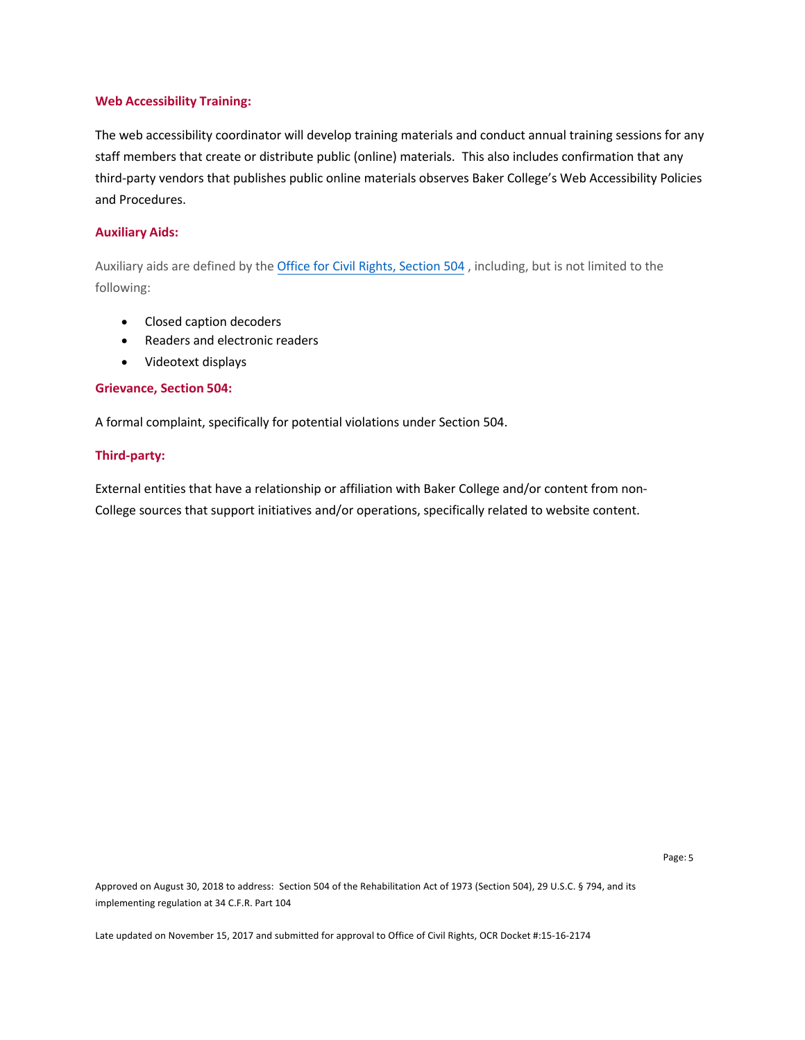### Web Accessibility Training:

The web accessibility coordinator will develop training materials and conduct annual training sessions for any staff members that create or distribute public (online) materials. This also includes confirmation that any third-party vendors that publishes public online materials observes Baker College's Web Accessibility Policies and Procedures.

### Auxiliary Aids:

Auxiliary aids are defined by the Office for Civil Rights, Section 504 , including, but is not limited to the following:

- Closed caption decoders
- Readers and electronic readers
- Videotext displays

### Grievance, Section 504:

A formal complaint, specifically for potential violations under Section 504.

### Third-party:

External entities that have a relationship or affiliation with Baker College and/or content from non-College sources that support initiatives and/or operations, specifically related to website content.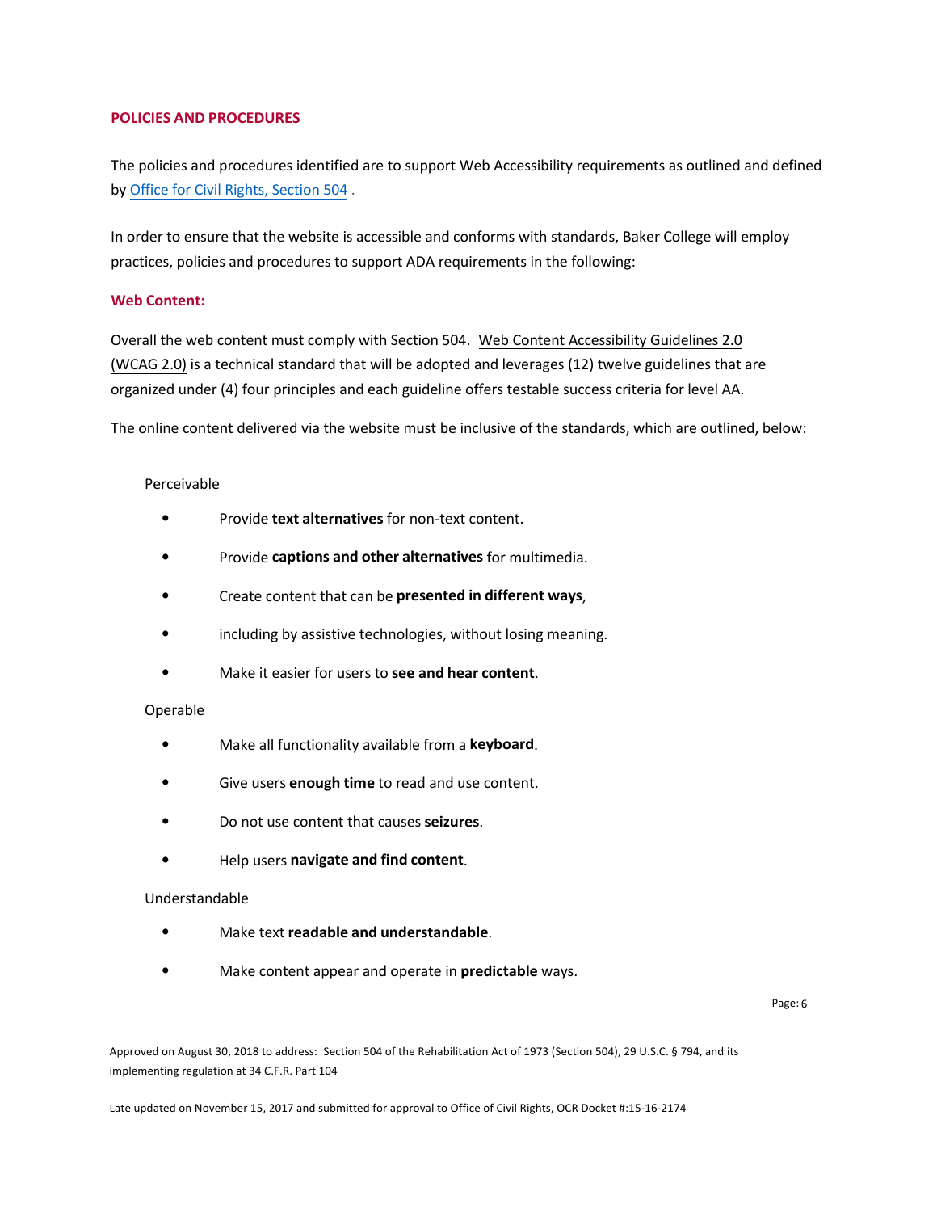## POLICIES AND PROCEDURES

The policies and procedures identified are to support Web Accessibility requirements as outlined and defined by Office for Civil Rights, Section 504 .

In order to ensure that the website is accessible and conforms with standards, Baker College will employ practices, policies and procedures to support ADA requirements in the following:

### Web Content:

Overall the web content must comply with Section 504. Web Content Accessibility Guidelines 2.0 (WCAG 2.0) is a technical standard that will be adopted and leverages (12) twelve guidelines that are organized under (4) four principles and each guideline offers testable success criteria for level AA.

The online content delivered via the website must be inclusive of the standards, which are outlined, below:

Perceivable

- Provide **text alternatives** for non-text content.
- Provide **captions and other alternatives** for multimedia.
- Create content that can be **presented in different ways**,
- including by assistive technologies, without losing meaning.
- Make it easier for users to **see and hear content**.

Operable

- Make all functionality available from a **keyboard**.
- Give users **enough time** to read and use content.
- Do not use content that causes **seizures**.
- Help users **navigate and find content**.

Understandable

- Make text **readable and understandable**.
- Make content appear and operate in **predictable** ways.

Approved on August 30, 2018 to address: Section 504 of the Rehabilitation Act of 1973 (Section 504), 29 U.S.C. § 794, and its implementing regulation at 34 C.F.R. Part 104

Late updated on November 15, 2017 and submitted for approval to Office of Civil Rights, OCR Docket #:15-16-2174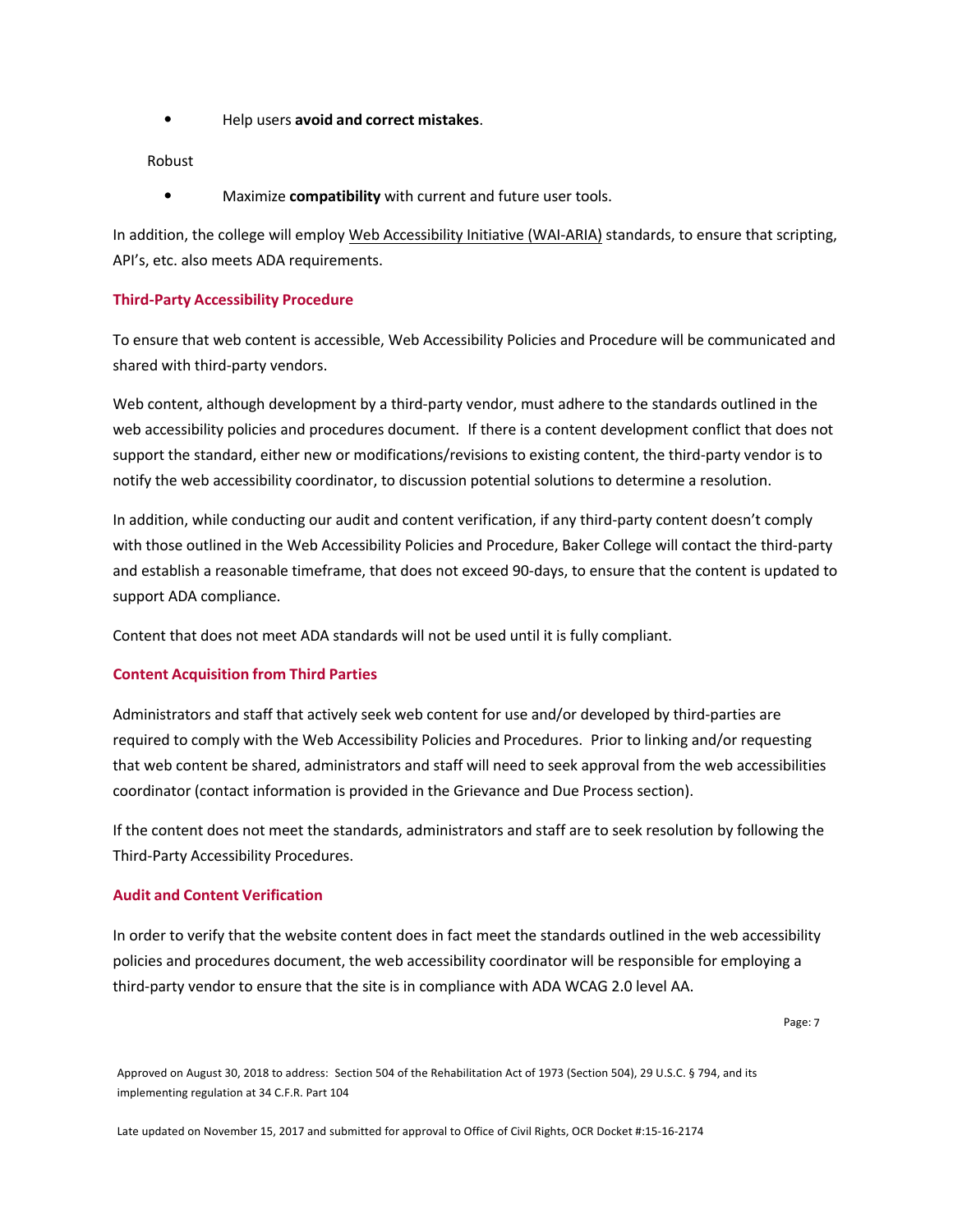- Help users **avoid and correct mistakes**.

Robust

- Maximize **compatibility** with current and future user tools.

In addition, the college will employ Web Accessibility Initiative (WAI-ARIA) standards, to ensure that scripting, API's, etc. also meets ADA requirements.

### Third-Party Accessibility Procedure

To ensure that web content is accessible, Web Accessibility Policies and Procedure will be communicated and shared with third-party vendors.

Web content, although development by a third-party vendor, must adhere to the standards outlined in the web accessibility policies and procedures document. If there is a content development conflict that does not support the standard, either new or modifications/revisions to existing content, the third-party vendor is to notify the web accessibility coordinator, to discussion potential solutions to determine a resolution.

In addition, while conducting our audit and content verification, if any third-party content doesn't comply with those outlined in the Web Accessibility Policies and Procedure, Baker College will contact the third-party and establish a reasonable timeframe, that does not exceed 90-days, to ensure that the content is updated to support ADA compliance.

Content that does not meet ADA standards will not be used until it is fully compliant.

### Content Acquisition from Third Parties

Administrators and staff that actively seek web content for use and/or developed by third-parties are required to comply with the Web Accessibility Policies and Procedures. Prior to linking and/or requesting that web content be shared, administrators and staff will need to seek approval from the web accessibilities coordinator (contact information is provided in the Grievance and Due Process section).

If the content does not meet the standards, administrators and staff are to seek resolution by following the Third-Party Accessibility Procedures.

### Audit and Content Verification

In order to verify that the website content does in fact meet the standards outlined in the web accessibility policies and procedures document, the web accessibility coordinator will be responsible for employing a third-party vendor to ensure that the site is in compliance with ADA WCAG 2.0 level AA.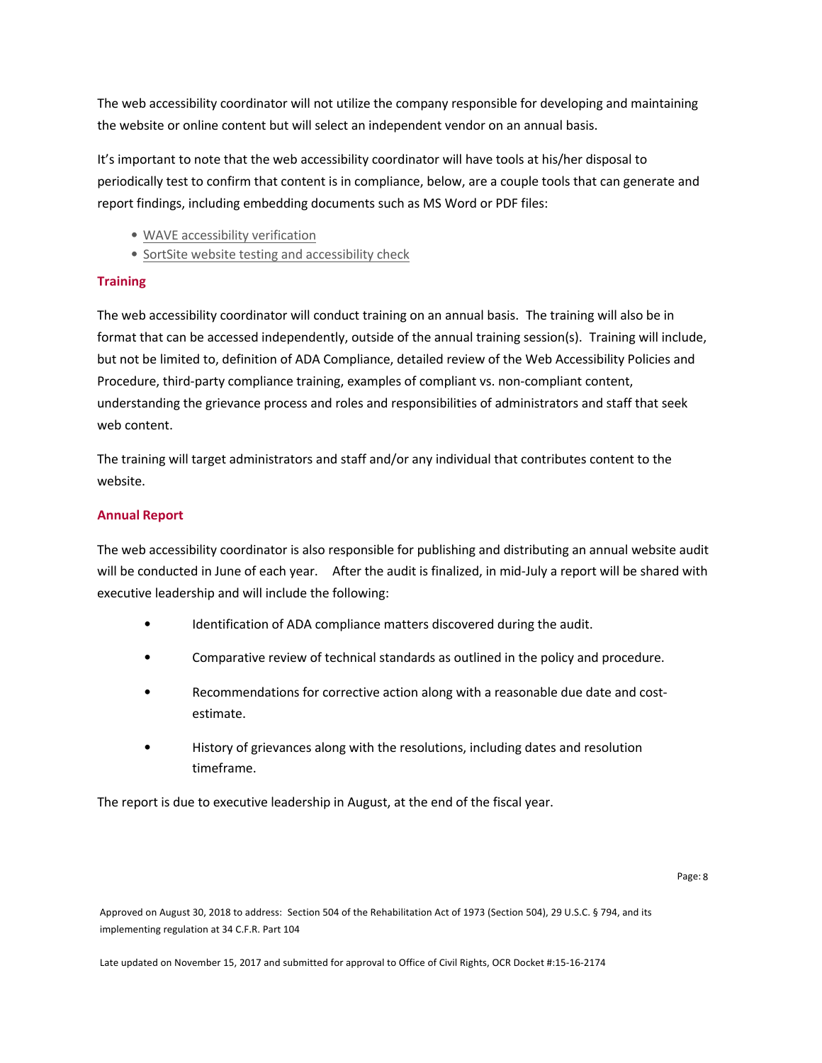The web accessibility coordinator will not utilize the company responsible for developing and maintaining the website or online content but will select an independent vendor on an annual basis.

It's important to note that the web accessibility coordinator will have tools at his/her disposal to periodically test to confirm that content is in compliance, below, are a couple tools that can generate and report findings, including embedding documents such as MS Word or PDF files:

- WAVE accessibility verification
- SortSite website testing and accessibility check

## Training

The web accessibility coordinator will conduct training on an annual basis. The training will also be in format that can be accessed independently, outside of the annual training session(s). Training will include, but not be limited to, definition of ADA Compliance, detailed review of the Web Accessibility Policies and Procedure, third-party compliance training, examples of compliant vs. non-compliant content, understanding the grievance process and roles and responsibilities of administrators and staff that seek web content.

The training will target administrators and staff and/or any individual that contributes content to the website.

## Annual Report

The web accessibility coordinator is also responsible for publishing and distributing an annual website audit will be conducted in June of each year. After the audit is finalized, in mid-July a report will be shared with executive leadership and will include the following:

- Identification of ADA compliance matters discovered during the audit.
- Comparative review of technical standards as outlined in the policy and procedure.
- Recommendations for corrective action along with a reasonable due date and cost-estimate.
- History of grievances along with the resolutions, including dates and resolution timeframe.

The report is due to executive leadership in August, at the end of the fiscal year.

Approved on August 30, 2018 to address: Section 504 of the Rehabilitation Act of 1973 (Section 504), 29 U.S.C. § 794, and its implementing regulation at 34 C.F.R. Part 104

Late updated on November 15, 2017 and submitted for approval to Office of Civil Rights, OCR Docket #:15-16-2174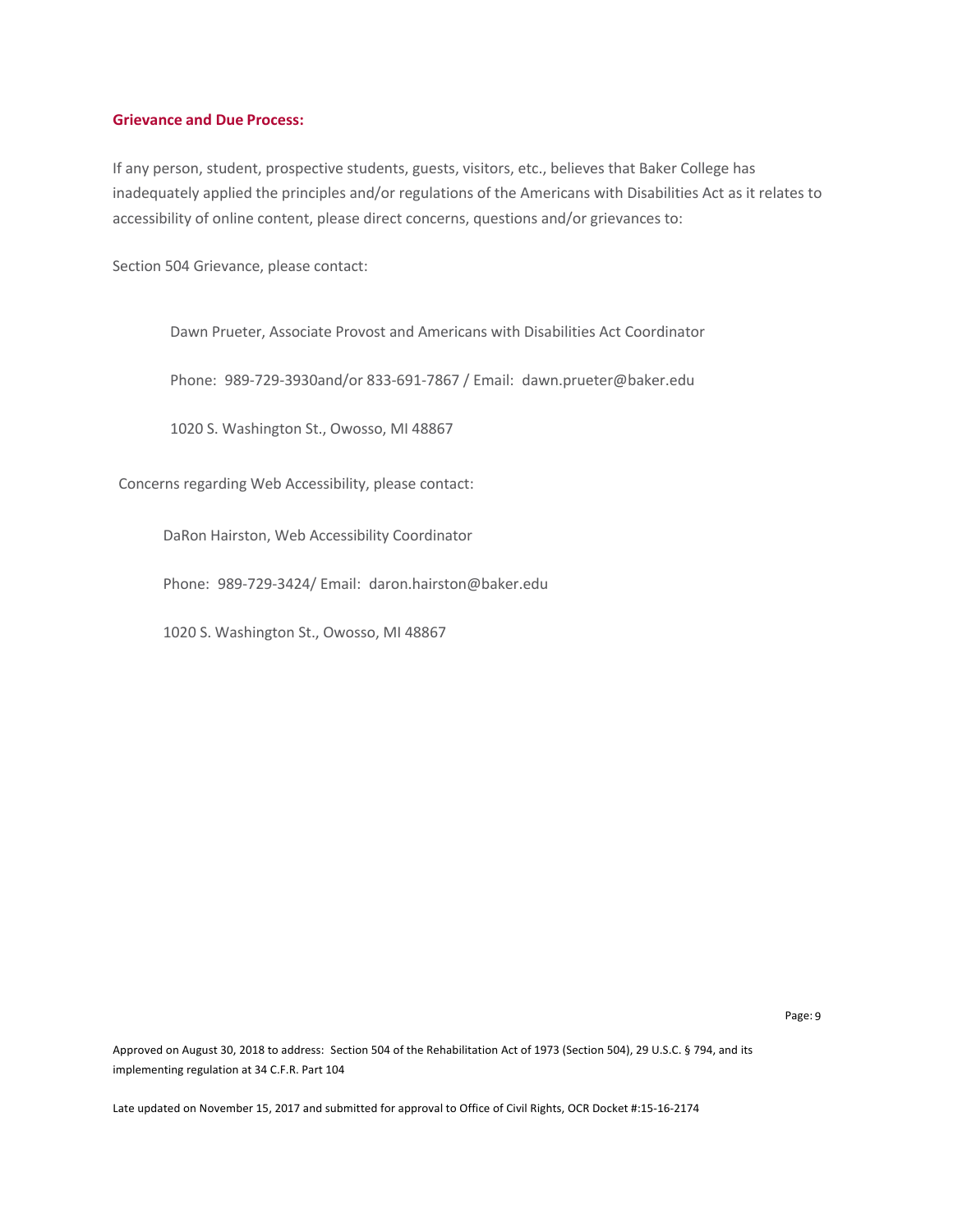**Grievance and Due Process:**

If any person, student, prospective students, guests, visitors, etc., believes that Baker College has inadequately applied the principles and/or regulations of the Americans with Disabilities Act as it relates to accessibility of online content, please direct concerns, questions and/or grievances to:

Section 504 Grievance, please contact:

Dawn Prueter, Associate Provost and Americans with Disabilities Act Coordinator

Phone: 989-729-3930and/or 833-691-7867 / Email: dawn.prueter@baker.edu

1020 S. Washington St., Owosso, MI 48867

Concerns regarding Web Accessibility, please contact:

DaRon Hairston, Web Accessibility Coordinator

Phone: 989-729-3424/ Email: daron.hairston@baker.edu

1020 S. Washington St., Owosso, MI 48867

Approved on August 30, 2018 to address: Section 504 of the Rehabilitation Act of 1973 (Section 504), 29 U.S.C. § 794, and its implementing regulation at 34 C.F.R. Part 104

Late updated on November 15, 2017 and submitted for approval to Office of Civil Rights, OCR Docket #:15-16-2174